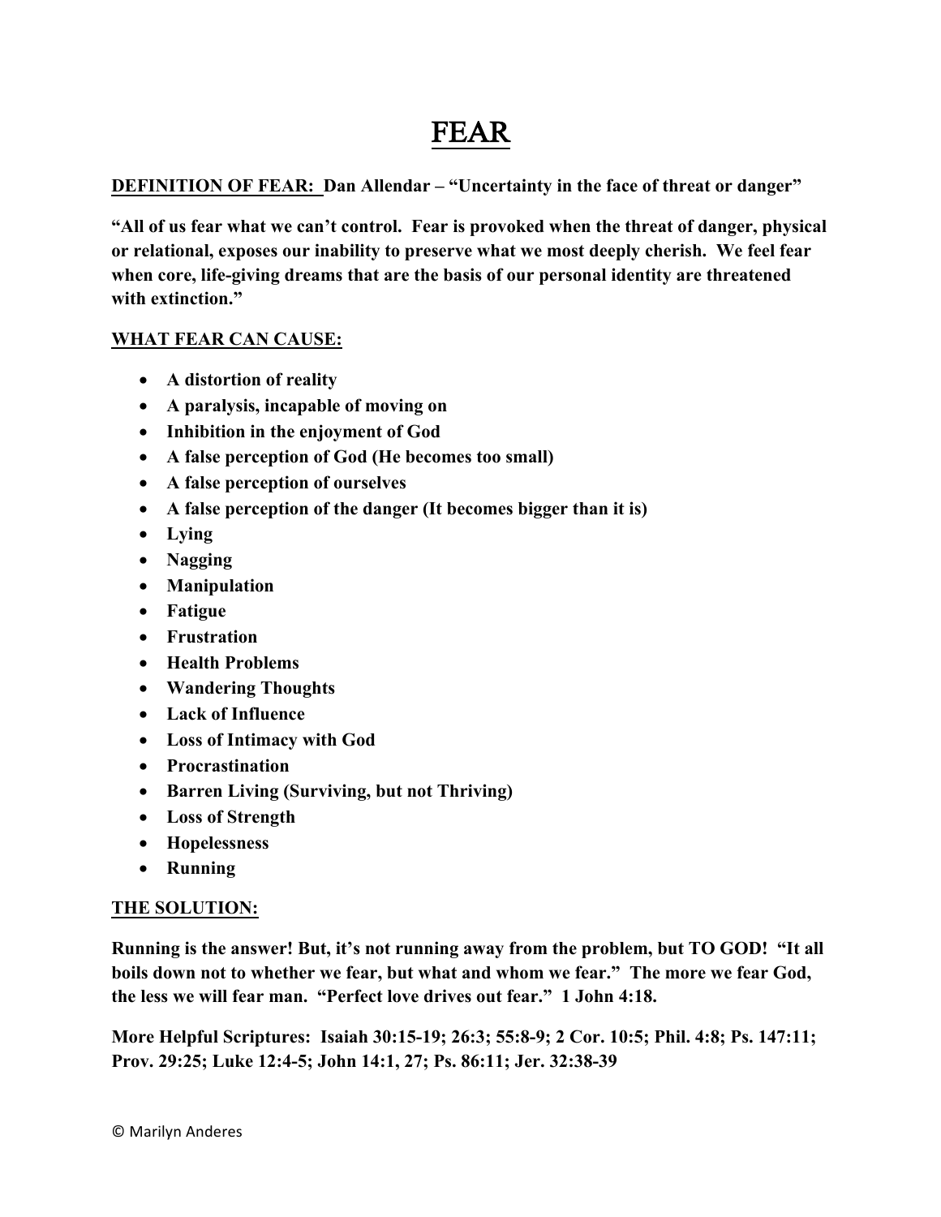# FEAR

**<u>DEFINITION OF FEAR:</u> Dan Allendar – "Uncertainty in the face of threat or danger"**

**"All of us fear what we can't control. Fear is provoked when the threat of danger, physical or relational, exposes our inability to preserve what we most deeply cherish. We feel fear when core, life-giving dreams that are the basis of our personal identity are threatened with extinction."**

**<u>WHAT FEAR CAN CAUSE:</u>**

- **A distortion of reality**
- **A paralysis, incapable of moving on**
- **Inhibition in the enjoyment of God**
- **A false perception of God (He becomes too small)**
- **A false perception of ourselves**
- **A false perception of the danger (It becomes bigger than it is)**
- **Lying**
- **Nagging**
- **Manipulation**
- **Fatigue**
- **Frustration**
- **Health Problems**
- **Wandering Thoughts**
- **Lack of Influence**
- **Loss of Intimacy with God**
- **Procrastination**
- **Barren Living (Surviving, but not Thriving)**
- **Loss of Strength**
- **Hopelessness**
- **Running**

**<u>THE SOLUTION:</u>**

**Running is the answer! But, it's not running away from the problem, but TO GOD! "It all boils down not to whether we fear, but what and whom we fear." The more we fear God, the less we will fear man. "Perfect love drives out fear." 1 John 4:18.**

**More Helpful Scriptures: Isaiah 30:15-19; 26:3; 55:8-9; 2 Cor. 10:5; Phil. 4:8; Ps. 147:11; Prov. 29:25; Luke 12:4-5; John 14:1, 27; Ps. 86:11; Jer. 32:38-39**

© Marilyn Anderes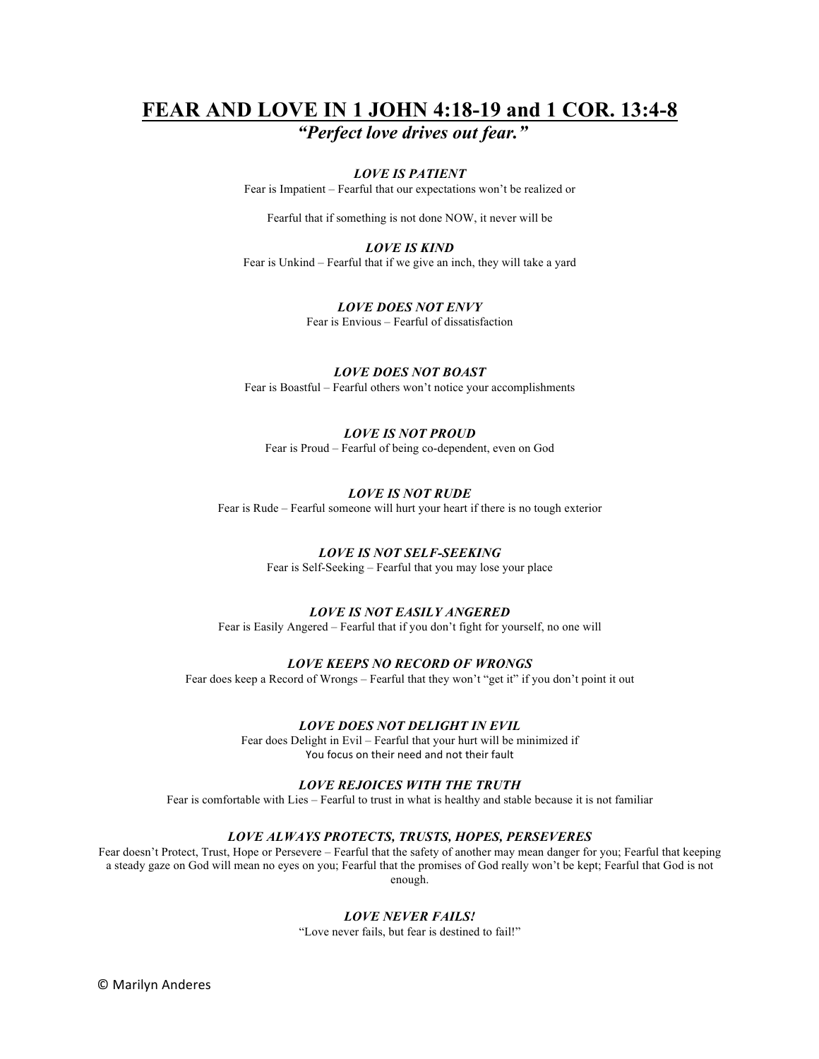# FEAR AND LOVE IN 1 JOHN 4:18-19 and 1 COR. 13:4-8

***"Perfect love drives out fear."***

***LOVE IS PATIENT***

Fear is Impatient – Fearful that our expectations won't be realized or

Fearful that if something is not done NOW, it never will be

***LOVE IS KIND***

Fear is Unkind – Fearful that if we give an inch, they will take a yard

***LOVE DOES NOT ENVY***

Fear is Envious – Fearful of dissatisfaction

***LOVE DOES NOT BOAST***

Fear is Boastful – Fearful others won't notice your accomplishments

***LOVE IS NOT PROUD***

Fear is Proud – Fearful of being co-dependent, even on God

***LOVE IS NOT RUDE***

Fear is Rude – Fearful someone will hurt your heart if there is no tough exterior

***LOVE IS NOT SELF-SEEKING***

Fear is Self-Seeking – Fearful that you may lose your place

***LOVE IS NOT EASILY ANGERED***

Fear is Easily Angered – Fearful that if you don't fight for yourself, no one will

***LOVE KEEPS NO RECORD OF WRONGS***

Fear does keep a Record of Wrongs – Fearful that they won't "get it" if you don't point it out

***LOVE DOES NOT DELIGHT IN EVIL***

Fear does Delight in Evil – Fearful that your hurt will be minimized if
You focus on their need and not their fault

***LOVE REJOICES WITH THE TRUTH***

Fear is comfortable with Lies – Fearful to trust in what is healthy and stable because it is not familiar

***LOVE ALWAYS PROTECTS, TRUSTS, HOPES, PERSEVERES***

Fear doesn't Protect, Trust, Hope or Persevere – Fearful that the safety of another may mean danger for you; Fearful that keeping a steady gaze on God will mean no eyes on you; Fearful that the promises of God really won't be kept; Fearful that God is not enough.

***LOVE NEVER FAILS!***

"Love never fails, but fear is destined to fail!"

© Marilyn Anderes